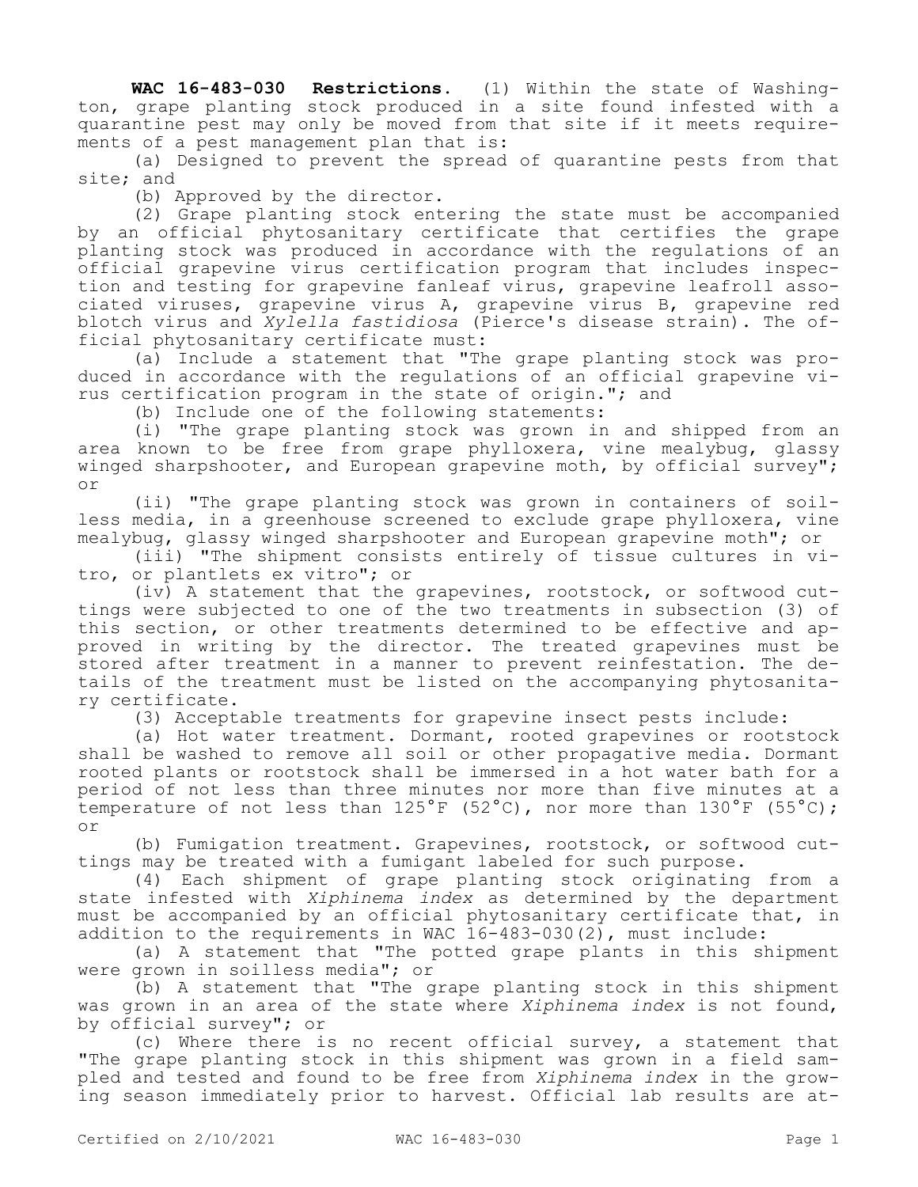**WAC 16-483-030 Restrictions.** (1) Within the state of Washington, grape planting stock produced in a site found infested with a quarantine pest may only be moved from that site if it meets requirements of a pest management plan that is:

(a) Designed to prevent the spread of quarantine pests from that site; and

(b) Approved by the director.

(2) Grape planting stock entering the state must be accompanied by an official phytosanitary certificate that certifies the grape planting stock was produced in accordance with the regulations of an official grapevine virus certification program that includes inspection and testing for grapevine fanleaf virus, grapevine leafroll associated viruses, grapevine virus A, grapevine virus B, grapevine red blotch virus and *Xylella fastidiosa* (Pierce's disease strain). The official phytosanitary certificate must:

(a) Include a statement that "The grape planting stock was produced in accordance with the regulations of an official grapevine virus certification program in the state of origin."; and

(b) Include one of the following statements:

(i) "The grape planting stock was grown in and shipped from an area known to be free from grape phylloxera, vine mealybug, glassy winged sharpshooter, and European grapevine moth, by official survey"; or

(ii) "The grape planting stock was grown in containers of soilless media, in a greenhouse screened to exclude grape phylloxera, vine mealybug, glassy winged sharpshooter and European grapevine moth"; or

(iii) "The shipment consists entirely of tissue cultures in vitro, or plantlets ex vitro"; or

(iv) A statement that the grapevines, rootstock, or softwood cuttings were subjected to one of the two treatments in subsection (3) of this section, or other treatments determined to be effective and approved in writing by the director. The treated grapevines must be stored after treatment in a manner to prevent reinfestation. The details of the treatment must be listed on the accompanying phytosanitary certificate.

(3) Acceptable treatments for grapevine insect pests include:

(a) Hot water treatment. Dormant, rooted grapevines or rootstock shall be washed to remove all soil or other propagative media. Dormant rooted plants or rootstock shall be immersed in a hot water bath for a period of not less than three minutes nor more than five minutes at a temperature of not less than 125°F (52°C), nor more than 130°F (55°C); or

(b) Fumigation treatment. Grapevines, rootstock, or softwood cuttings may be treated with a fumigant labeled for such purpose.

(4) Each shipment of grape planting stock originating from a state infested with *Xiphinema index* as determined by the department must be accompanied by an official phytosanitary certificate that, in addition to the requirements in WAC 16-483-030(2), must include:

(a) A statement that "The potted grape plants in this shipment were grown in soilless media"; or

(b) A statement that "The grape planting stock in this shipment was grown in an area of the state where *Xiphinema index* is not found, by official survey"; or

(c) Where there is no recent official survey, a statement that "The grape planting stock in this shipment was grown in a field sampled and tested and found to be free from *Xiphinema index* in the growing season immediately prior to harvest. Official lab results are at-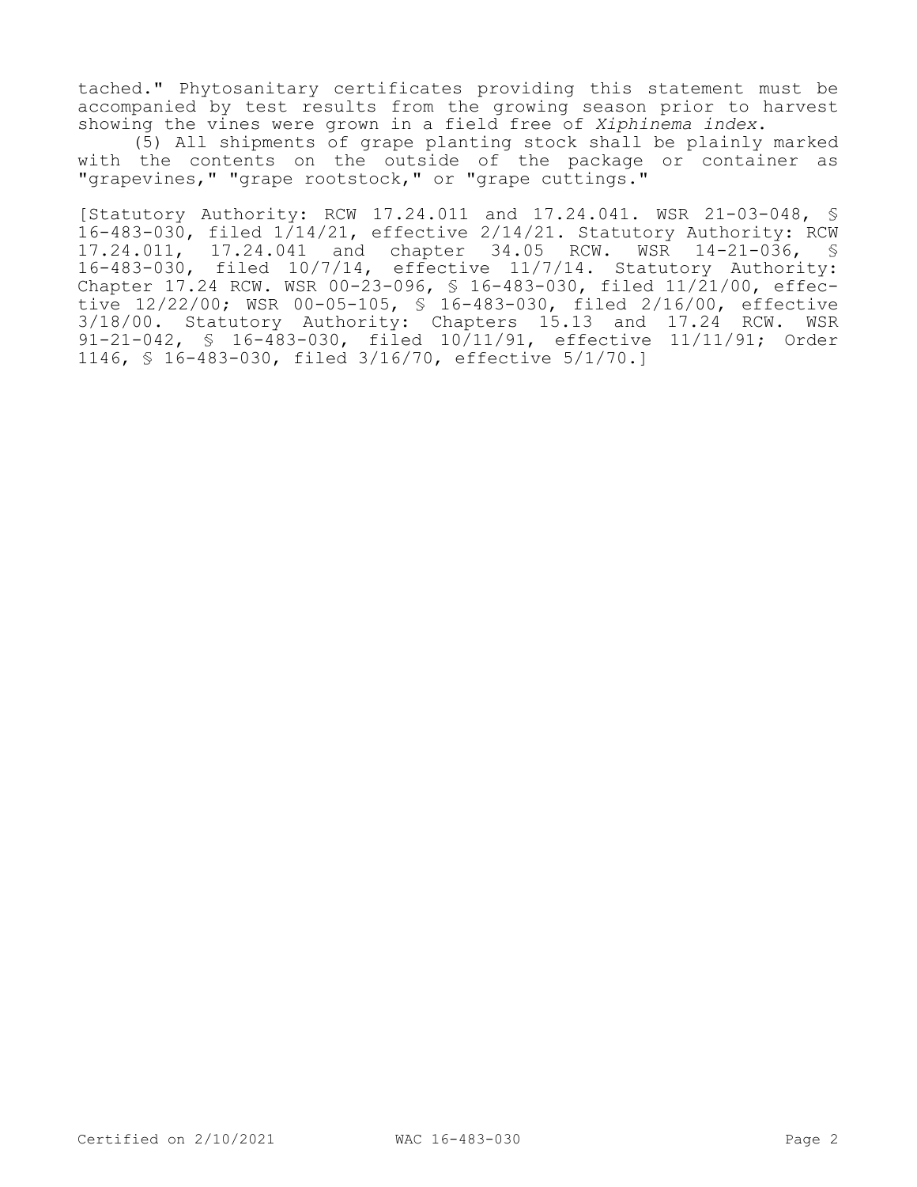tached." Phytosanitary certificates providing this statement must be accompanied by test results from the growing season prior to harvest showing the vines were grown in a field free of *Xiphinema index*.

(5) All shipments of grape planting stock shall be plainly marked with the contents on the outside of the package or container as "grapevines," "grape rootstock," or "grape cuttings."

[Statutory Authority: RCW 17.24.011 and 17.24.041. WSR 21-03-048, § 16-483-030, filed 1/14/21, effective 2/14/21. Statutory Authority: RCW 17.24.011, 17.24.041 and chapter 34.05 RCW. WSR 14-21-036, § 16-483-030, filed 10/7/14, effective 11/7/14. Statutory Authority: Chapter 17.24 RCW. WSR 00-23-096, § 16-483-030, filed 11/21/00, effective 12/22/00; WSR 00-05-105, § 16-483-030, filed 2/16/00, effective 3/18/00. Statutory Authority: Chapters 15.13 and 17.24 RCW. WSR 91-21-042, § 16-483-030, filed 10/11/91, effective 11/11/91; Order 1146, § 16-483-030, filed 3/16/70, effective 5/1/70.]